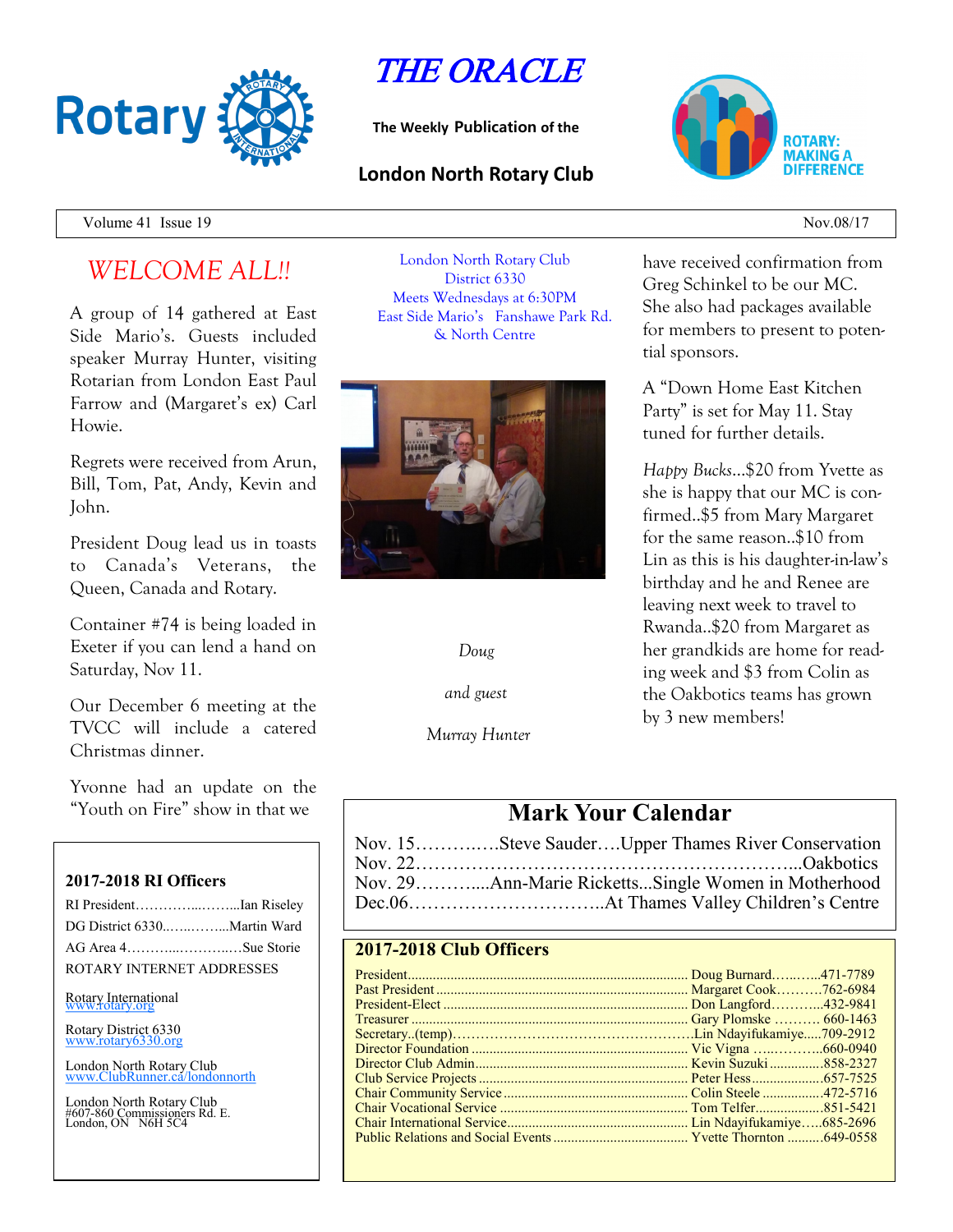# THE ORACLE

**The Weekly Publication of the**

## London North Rotary Club

Volume 41 Issue 19 — Nov.08/17

## *WELCOME ALL!!*

A group of 14 gathered at East Side Mario's. Guests included speaker Murray Hunter, visiting Rotarian from London East Paul Farrow and (Margaret's ex) Carl Howie.

Regrets were received from Arun, Bill, Tom, Pat, Andy, Kevin and John.

President Doug lead us in toasts to Canada's Veterans, the Queen, Canada and Rotary.

Container #74 is being loaded in Exeter if you can lend a hand on Saturday, Nov 11.

Our December 6 meeting at the TVCC will include a catered Christmas dinner.

Yvonne had an update on the "Youth on Fire" show in that we have received confirmation from Greg Schinkel to be our MC. She also had packages available for members to present to potential sponsors.

A "Down Home East Kitchen Party" is set for May 11. Stay tuned for further details.

*Happy Bucks*…$20 from Yvette as she is happy that our MC is confirmed..$5 from Mary Margaret for the same reason..$10 from Lin as this is his daughter-in-law's birthday and he and Renee are leaving next week to travel to Rwanda..$20 from Margaret as her grandkids are home for reading week and $3 from Colin as the Oakbotics teams has grown by 3 new members!

London North Rotary Club
District 6330
Meets Wednesdays at 6:30PM
East Side Mario's Fanshawe Park Rd. & North Centre

*Doug and guest Murray Hunter*

### 2017-2018 RI Officers

RI President……………...……...Ian Riseley
DG District 6330..…..……...Martin Ward
AG Area 4………...…………Sue Storie

ROTARY INTERNET ADDRESSES

Rotary International
www.rotary.org

Rotary District 6330
www.rotary6330.org

London North Rotary Club
www.ClubRunner.ca/londonnorth

London North Rotary Club
#607-860 Commissioners Rd. E.
London, ON N6H 5C4

## Mark Your Calendar

Nov. 15…………..Steve Sauder….Upper Thames River Conservation
Nov. 22……………………………………………………..Oakbotics
Nov. 29………....Ann-Marie Ricketts...Single Women in Motherhood
Dec.06…………………………..At Thames Valley Children's Centre

### 2017-2018 Club Officers

| Position | Name | Phone |
|---|---|---|
| President | Doug Burnard | 471-7789 |
| Past President | Margaret Cook | 762-6984 |
| President-Elect | Don Langford | 432-9841 |
| Treasurer | Gary Plomske | 660-1463 |
| Secretary..(temp) | Lin Ndayifukamiye | 709-2912 |
| Director Foundation | Vic Vigna | 660-0940 |
| Director Club Admin | Kevin Suzuki | 858-2327 |
| Club Service Projects | Peter Hess | 657-7525 |
| Chair Community Service | Colin Steele | 472-5716 |
| Chair Vocational Service | Tom Telfer | 851-5421 |
| Chair International Service | Lin Ndayifukamiye | 685-2696 |
| Public Relations and Social Events | Yvette Thornton | 649-0558 |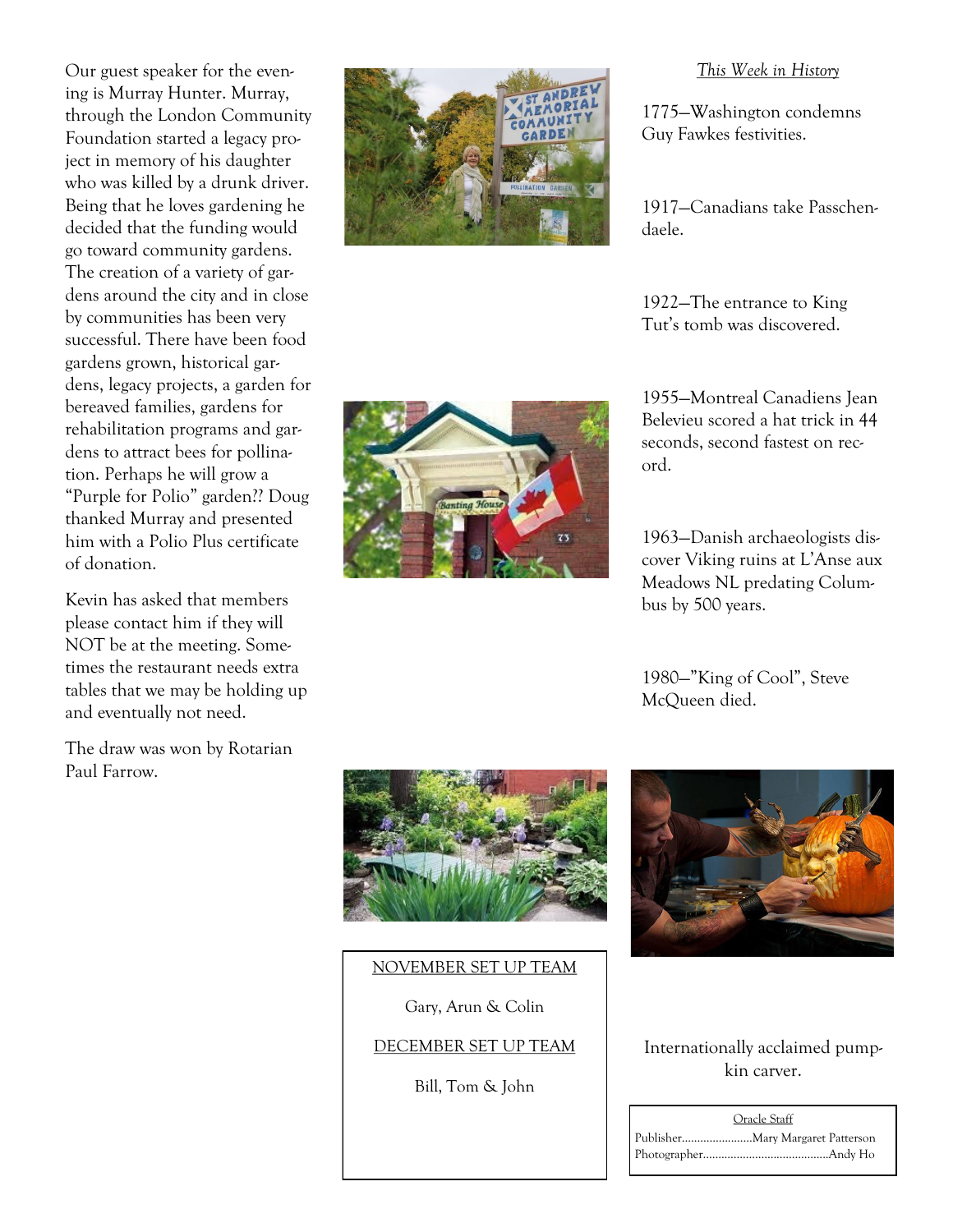Our guest speaker for the evening is Murray Hunter. Murray, through the London Community Foundation started a legacy project in memory of his daughter who was killed by a drunk driver. Being that he loves gardening he decided that the funding would go toward community gardens. The creation of a variety of gardens around the city and in close by communities has been very successful. There have been food gardens grown, historical gardens, legacy projects, a garden for bereaved families, gardens for rehabilitation programs and gardens to attract bees for pollination. Perhaps he will grow a "Purple for Polio" garden?? Doug thanked Murray and presented him with a Polio Plus certificate of donation.

Kevin has asked that members please contact him if they will NOT be at the meeting. Sometimes the restaurant needs extra tables that we may be holding up and eventually not need.

The draw was won by Rotarian Paul Farrow.

NOVEMBER SET UP TEAM

Gary, Arun & Colin

DECEMBER SET UP TEAM

Bill, Tom & John

*This Week in History*

1775—Washington condemns Guy Fawkes festivities.

1917—Canadians take Passchendaele.

1922—The entrance to King Tut's tomb was discovered.

1955—Montreal Canadiens Jean Belevieu scored a hat trick in 44 seconds, second fastest on record.

1963—Danish archaeologists discover Viking ruins at L'Anse aux Meadows NL predating Columbus by 500 years.

1980—"King of Cool", Steve McQueen died.

Internationally acclaimed pumpkin carver.

Oracle Staff

Publisher.......................Mary Margaret Patterson

Photographer.........................................Andy Ho